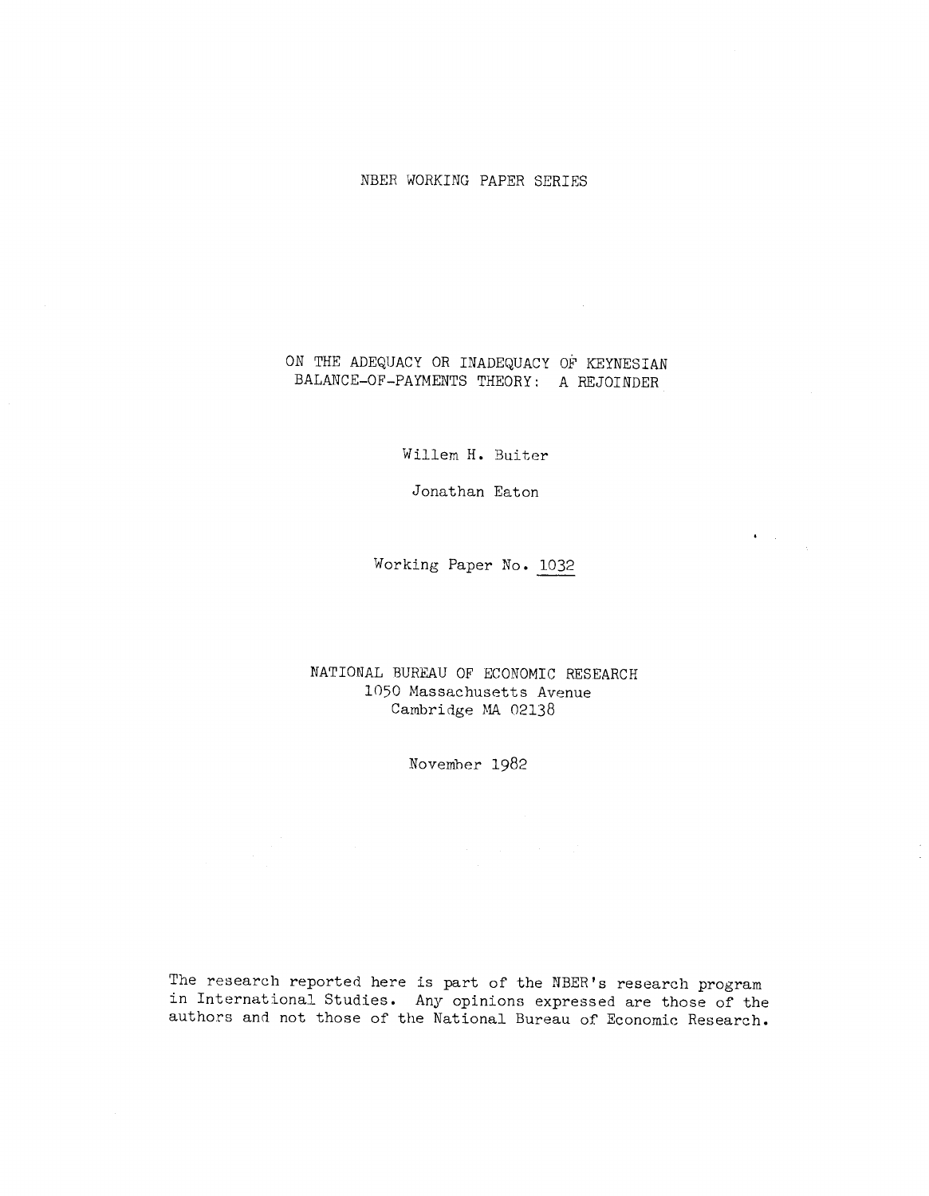NBER WORKING PAPER SERIES

# ON THE ADEQUACY OR INADEQUACY OF KEYNESIAN BALANCE-OF-PAYMENTS THEORY: A REJOINDER

Willem H. Buiter

Jonathan Eaton

Working Paper No. 1032

NATIONAL BUREAU OF ECONOMIC RESEARCH
1050 Massachusetts Avenue
Cambridge MA 02138

November 1982

The research reported here is part of the NBER's research program in International Studies. Any opinions expressed are those of the authors and not those of the National Bureau of Economic Research.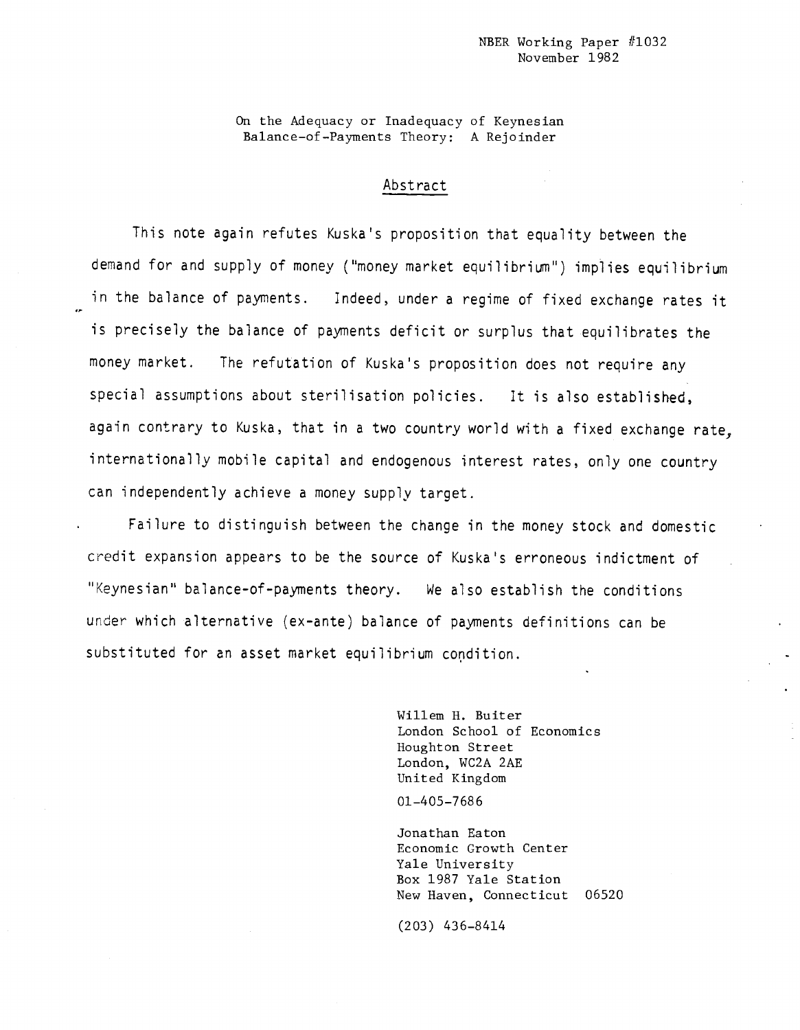NBER Working Paper #1032
November 1982

On the Adequacy or Inadequacy of Keynesian Balance-of-Payments Theory: A Rejoinder

## Abstract

This note again refutes Kuska's proposition that equality between the demand for and supply of money ("money market equilibrium") implies equilibrium in the balance of payments. Indeed, under a regime of fixed exchange rates it is precisely the balance of payments deficit or surplus that equilibrates the money market. The refutation of Kuska's proposition does not require any special assumptions about sterilisation policies. It is also established, again contrary to Kuska, that in a two country world with a fixed exchange rate, internationally mobile capital and endogenous interest rates, only one country can independently achieve a money supply target.

Failure to distinguish between the change in the money stock and domestic credit expansion appears to be the source of Kuska's erroneous indictment of "Keynesian" balance-of-payments theory. We also establish the conditions under which alternative (ex-ante) balance of payments definitions can be substituted for an asset market equilibrium condition.

Willem H. Buiter
London School of Economics
Houghton Street
London, WC2A 2AE
United Kingdom

01-405-7686

Jonathan Eaton
Economic Growth Center
Yale University
Box 1987 Yale Station
New Haven, Connecticut 06520

(203) 436-8414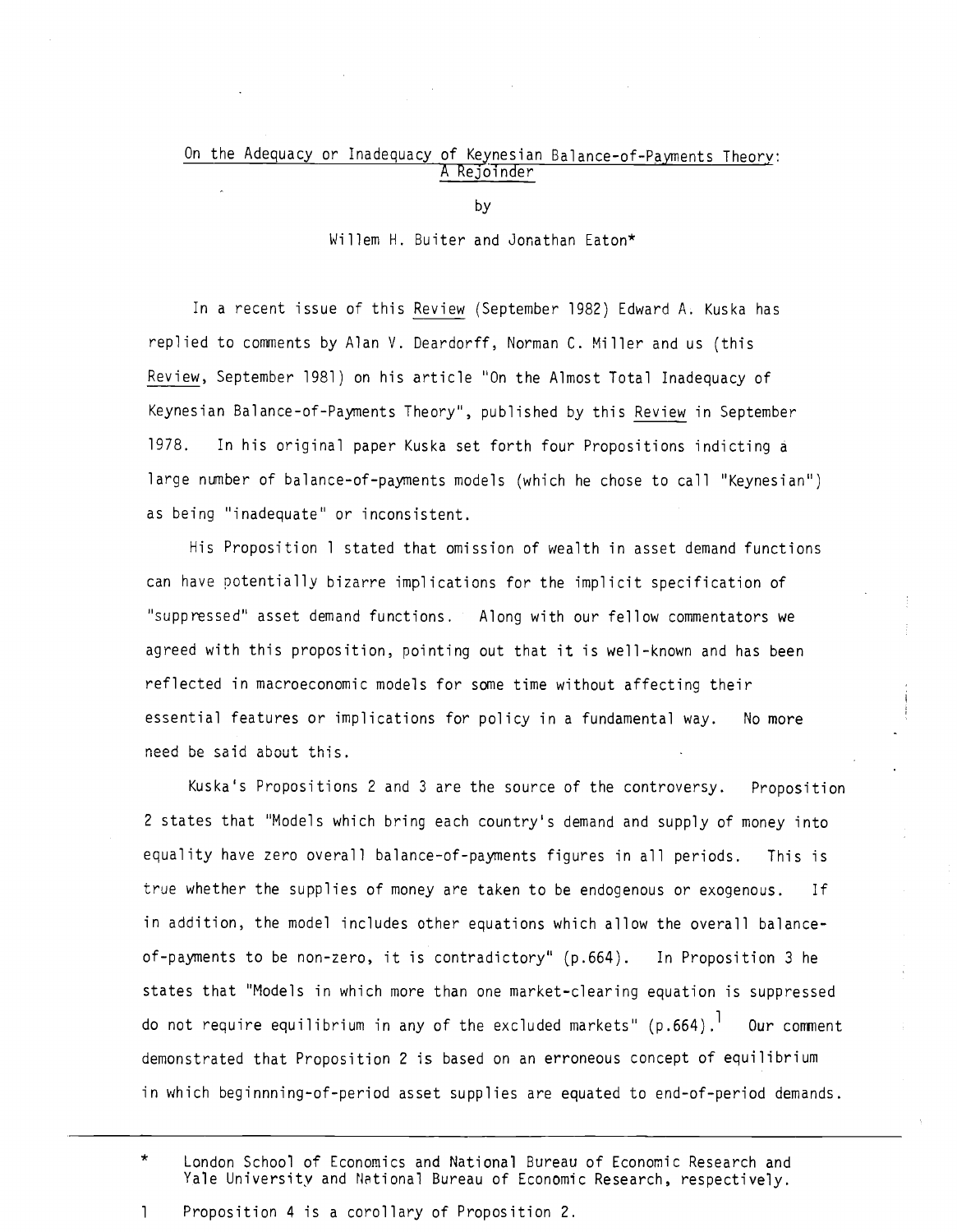# On the Adequacy or Inadequacy of Keynesian Balance-of-Payments Theory: A Rejoinder

by

Willem H. Buiter and Jonathan Eaton*

In a recent issue of this *Review* (September 1982) Edward A. Kuska has replied to comments by Alan V. Deardorff, Norman C. Miller and us (this *Review*, September 1981) on his article "On the Almost Total Inadequacy of Keynesian Balance-of-Payments Theory", published by this *Review* in September 1978. In his original paper Kuska set forth four Propositions indicting a large number of balance-of-payments models (which he chose to call "Keynesian") as being "inadequate" or inconsistent.

His Proposition 1 stated that omission of wealth in asset demand functions can have potentially bizarre implications for the implicit specification of "suppressed" asset demand functions. Along with our fellow commentators we agreed with this proposition, pointing out that it is well-known and has been reflected in macroeconomic models for some time without affecting their essential features or implications for policy in a fundamental way. No more need be said about this.

Kuska's Propositions 2 and 3 are the source of the controversy. Proposition 2 states that "Models which bring each country's demand and supply of money into equality have zero overall balance-of-payments figures in all periods. This is true whether the supplies of money are taken to be endogenous or exogenous. If in addition, the model includes other equations which allow the overall balance-of-payments to be non-zero, it is contradictory" (p.664). In Proposition 3 he states that "Models in which more than one market-clearing equation is suppressed do not require equilibrium in any of the excluded markets" (p.664).[1] Our comment demonstrated that Proposition 2 is based on an erroneous concept of equilibrium in which beginnning-of-period asset supplies are equated to end-of-period demands.

---

\* London School of Economics and National Bureau of Economic Research and Yale University and National Bureau of Economic Research, respectively.

1 Proposition 4 is a corollary of Proposition 2.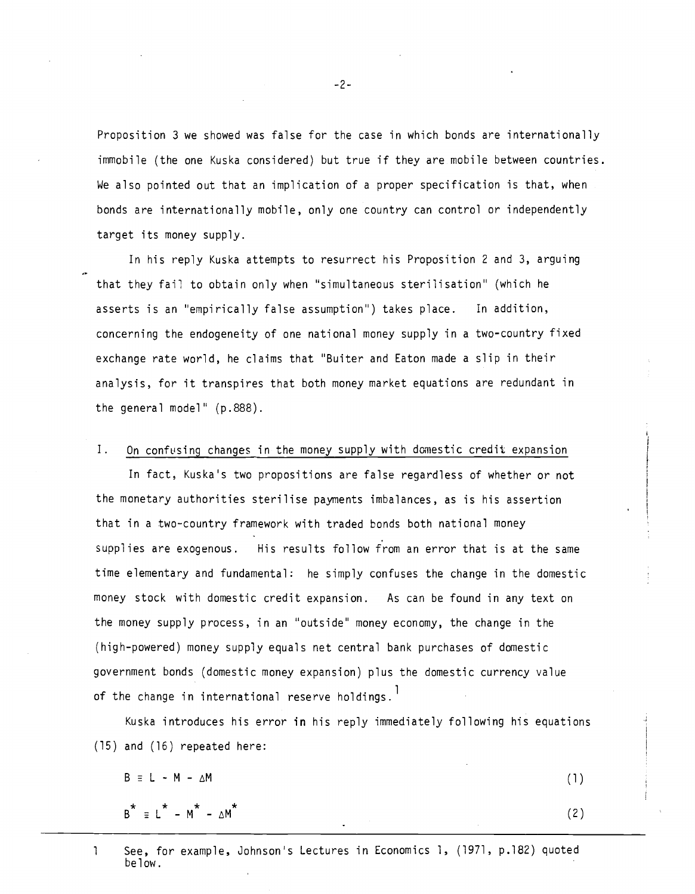Proposition 3 we showed was false for the case in which bonds are internationally immobile (the one Kuska considered) but true if they are mobile between countries. We also pointed out that an implication of a proper specification is that, when bonds are internationally mobile, only one country can control or independently target its money supply.

In his reply Kuska attempts to resurrect his Proposition 2 and 3, arguing that they fail to obtain only when "simultaneous sterilisation" (which he asserts is an "empirically false assumption") takes place. In addition, concerning the endogeneity of one national money supply in a two-country fixed exchange rate world, he claims that "Buiter and Eaton made a slip in their analysis, for it transpires that both money market equations are redundant in the general model" (p.888).

## I. On confusing changes in the money supply with domestic credit expansion

In fact, Kuska's two propositions are false regardless of whether or not the monetary authorities sterilise payments imbalances, as is his assertion that in a two-country framework with traded bonds both national money supplies are exogenous. His results follow from an error that is at the same time elementary and fundamental: he simply confuses the change in the domestic money stock with domestic credit expansion. As can be found in any text on the money supply process, in an "outside" money economy, the change in the (high-powered) money supply equals net central bank purchases of domestic government bonds (domestic money expansion) plus the domestic currency value of the change in international reserve holdings.[1]

Kuska introduces his error in his reply immediately following his equations (15) and (16) repeated here:

$$B \equiv L - M - \Delta M \tag{1}$$

$$B^{*} \equiv L^{*} - M^{*} - \Delta M^{*} \tag{2}$$

---

[1] See, for example, Johnson's Lectures in Economics 1, (1971, p.182) quoted below.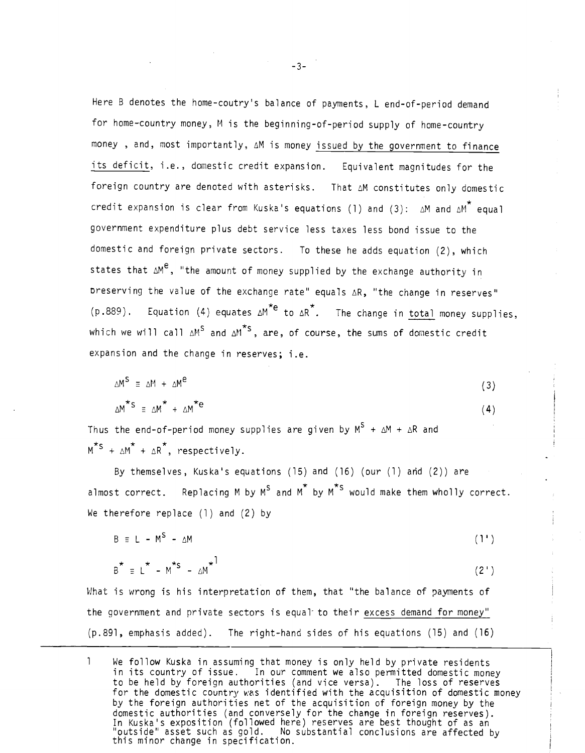Here B denotes the home-coutry's balance of payments, L end-of-period demand for home-country money, M is the beginning-of-period supply of home-country money , and, most importantly, $\Delta M$ is money <u>issued by the government to finance its deficit</u>, i.e., domestic credit expansion. Equivalent magnitudes for the foreign country are denoted with asterisks. That $\Delta M$ constitutes only domestic credit expansion is clear from Kuska's equations (1) and (3): $\Delta M$ and $\Delta M^*$ equal government expenditure plus debt service less taxes less bond issue to the domestic and foreign private sectors. To these he adds equation (2), which states that $\Delta M^e$, "the amount of money supplied by the exchange authority in preserving the value of the exchange rate" equals $\Delta R$, "the change in reserves" (p.889). Equation (4) equates $\Delta M^{*e}$ to $\Delta R^*$. The change in <u>total</u> money supplies, which we will call $\Delta M^S$ and $\Delta M^{*S}$, are, of course, the sums of domestic credit expansion and the change in reserves; i.e.

$$\Delta M^S \equiv \Delta M + \Delta M^e \tag{3}$$

$$\Delta M^{*S} \equiv \Delta M^* + \Delta M^{*e} \tag{4}$$

Thus the end-of-period money supplies are given by $M^S + \Delta M + \Delta R$ and $M^{*S} + \Delta M^* + \Delta R^*$, respectively.

By themselves, Kuska's equations (15) and (16) (our (1) and (2)) are almost correct. Replacing M by $M^S$ and $M^*$ by $M^{*S}$ would make them wholly correct. We therefore replace (1) and (2) by

$$B \equiv L - M^S - \Delta M \tag{1'}$$

$$B^* \equiv L^* - M^{*S} - \Delta M^* \tag{2'}$$[1]

What is wrong is his interpretation of them, that "the balance of payments of the government and private sectors is equal to their <u>excess demand for money</u>" (p.891, emphasis added). The right-hand sides of his equations (15) and (16)

---

[1] We follow Kuska in assuming that money is only held by private residents in its country of issue. In our comment we also permitted domestic money to be held by foreign authorities (and vice versa). The loss of reserves for the domestic country was identified with the acquisition of domestic money by the foreign authorities net of the acquisition of foreign money by the domestic authorities (and conversely for the change in foreign reserves). In Kuska's exposition (followed here) reserves are best thought of as an "outside" asset such as gold. No substantial conclusions are affected by this minor change in specification.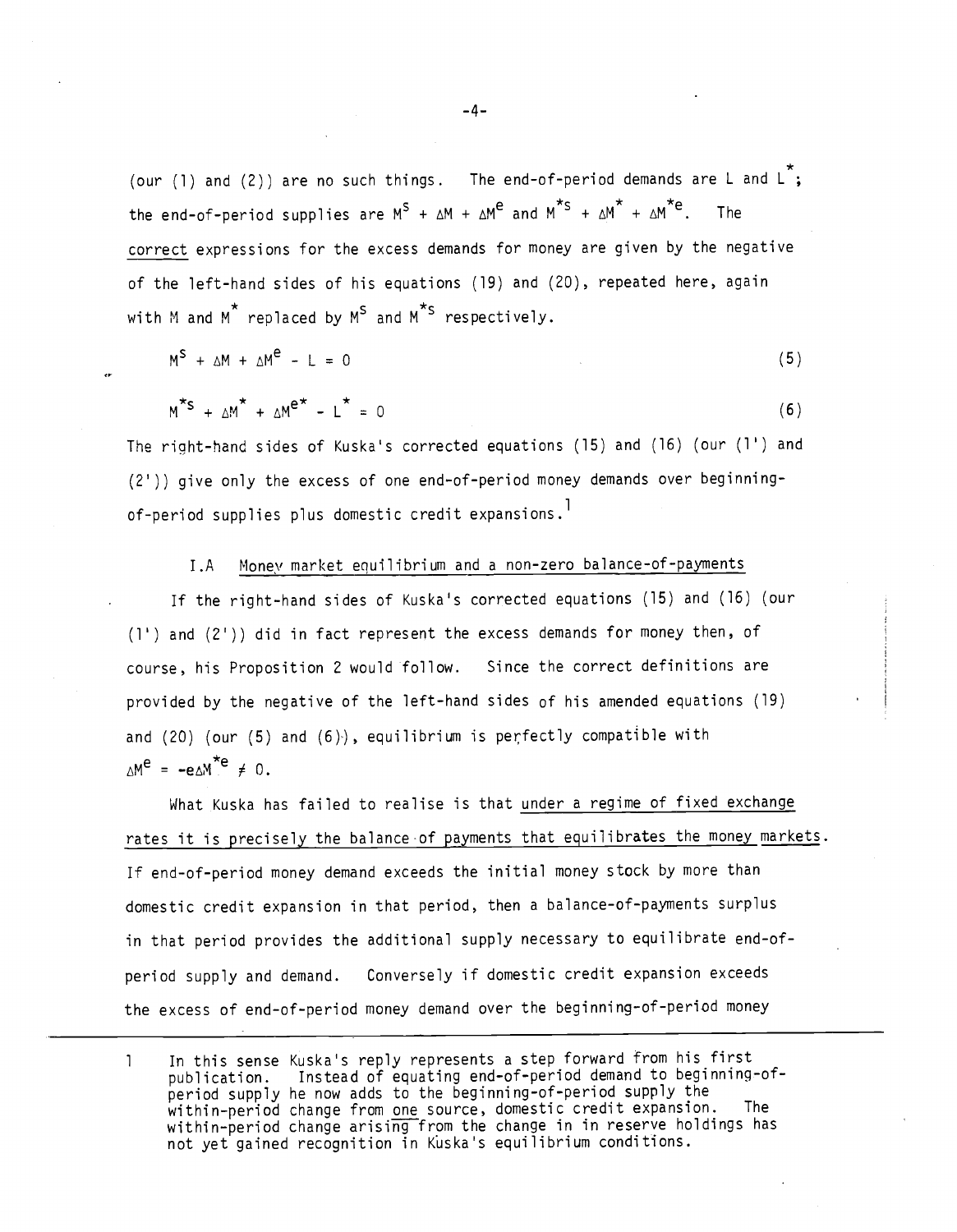(our (1) and (2)) are no such things. The end-of-period demands are $L$ and $L^*$; the end-of-period supplies are $M^s + \Delta M + \Delta M^e$ and $M^{*s} + \Delta M^* + \Delta M^{*e}$. The <u>correct</u> expressions for the excess demands for money are given by the negative of the left-hand sides of his equations (19) and (20), repeated here, again with $M$ and $M^*$ replaced by $M^s$ and $M^{*s}$ respectively.

$$M^s + \Delta M + \Delta M^e - L = 0 \tag{5}$$

$$M^{*s} + \Delta M^* + \Delta M^{e*} - L^* = 0 \tag{6}$$

The right-hand sides of Kuska's corrected equations (15) and (16) (our (1') and (2')) give only the excess of one end-of-period money demands over beginning-of-period supplies plus domestic credit expansions.[1]

### I.A Money market equilibrium and a non-zero balance-of-payments

If the right-hand sides of Kuska's corrected equations (15) and (16) (our (1') and (2')) did in fact represent the excess demands for money then, of course, his Proposition 2 would follow. Since the correct definitions are provided by the negative of the left-hand sides of his amended equations (19) and (20) (our (5) and (6)), equilibrium is perfectly compatible with $\Delta M^e = -e\Delta M^{*e} \neq 0$.

What Kuska has failed to realise is that <u>under a regime of fixed exchange rates it is precisely the balance of payments that equilibrates the money markets</u>. If end-of-period money demand exceeds the initial money stock by more than domestic credit expansion in that period, then a balance-of-payments surplus in that period provides the additional supply necessary to equilibrate end-of-period supply and demand. Conversely if domestic credit expansion exceeds the excess of end-of-period money demand over the beginning-of-period money

---

1 In this sense Kuska's reply represents a step forward from his first publication. Instead of equating end-of-period demand to beginning-of-period supply he now adds to the beginning-of-period supply the within-period change from <u>one</u> source, domestic credit expansion. The within-period change arising from the change in in reserve holdings has not yet gained recognition in Kuska's equilibrium conditions.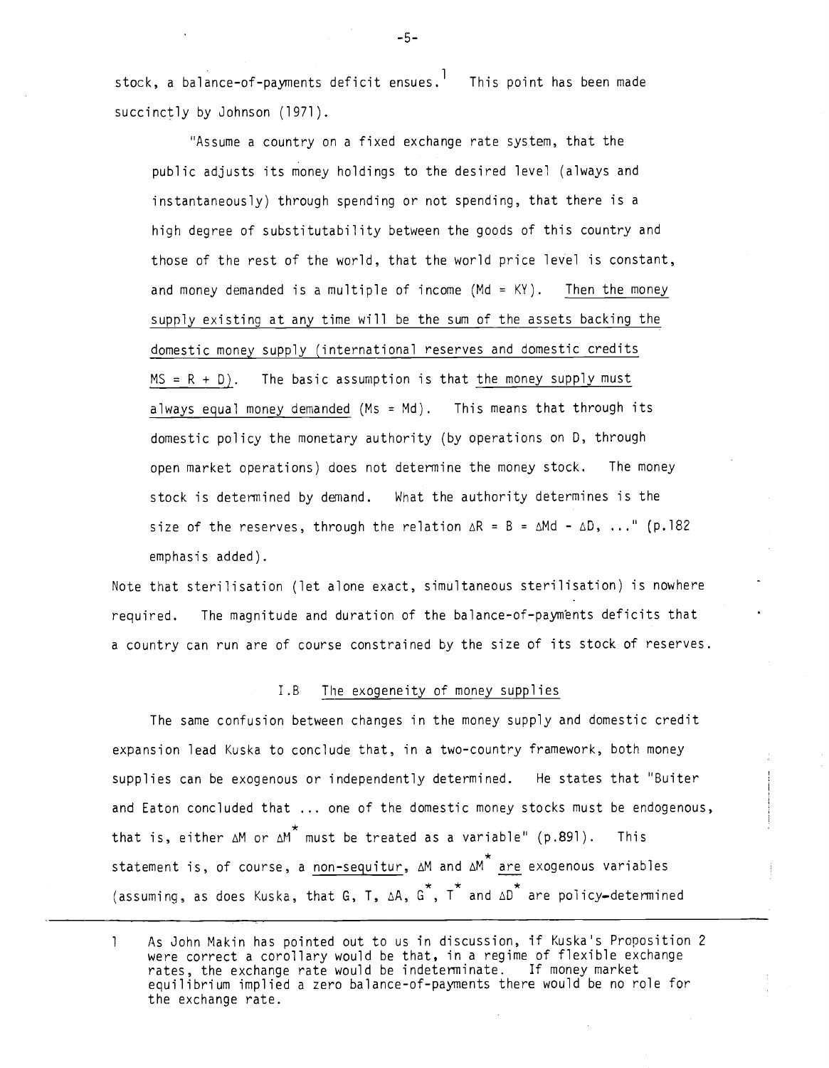stock, a balance-of-payments deficit ensues.[1] This point has been made succinctly by Johnson (1971).

> "Assume a country on a fixed exchange rate system, that the public adjusts its money holdings to the desired level (always and instantaneously) through spending or not spending, that there is a high degree of substitutability between the goods of this country and those of the rest of the world, that the world price level is constant, and money demanded is a multiple of income ($Md = KY$). <u>Then the money supply existing at any time will be the sum of the assets backing the domestic money supply (international reserves and domestic credits $MS = R + D$)</u>. The basic assumption is that <u>the money supply must always equal money demanded</u> ($Ms = Md$). This means that through its domestic policy the monetary authority (by operations on D, through open market operations) does not determine the money stock. The money stock is determined by demand. What the authority determines is the size of the reserves, through the relation $\Delta R = B = \Delta Md - \Delta D$, ..." (p.182 emphasis added).

Note that sterilisation (let alone exact, simultaneous sterilisation) is nowhere required. The magnitude and duration of the balance-of-payments deficits that a country can run are of course constrained by the size of its stock of reserves.

## I.B <u>The exogeneity of money supplies</u>

The same confusion between changes in the money supply and domestic credit expansion lead Kuska to conclude that, in a two-country framework, both money supplies can be exogenous or independently determined. He states that "Buiter and Eaton concluded that ... one of the domestic money stocks must be endogenous, that is, either $\Delta M$ or $\Delta M^*$ must be treated as a variable" (p.891). This statement is, of course, a <u>non-sequitur</u>, $\Delta M$ and $\Delta M^*$ <u>are</u> exogenous variables (assuming, as does Kuska, that $G$, $T$, $\Delta A$, $G^*$, $T^*$ and $\Delta D^*$ are policy-determined

---

[1] As John Makin has pointed out to us in discussion, if Kuska's Proposition 2 were correct a corollary would be that, in a regime of flexible exchange rates, the exchange rate would be indeterminate. If money market equilibrium implied a zero balance-of-payments there would be no role for the exchange rate.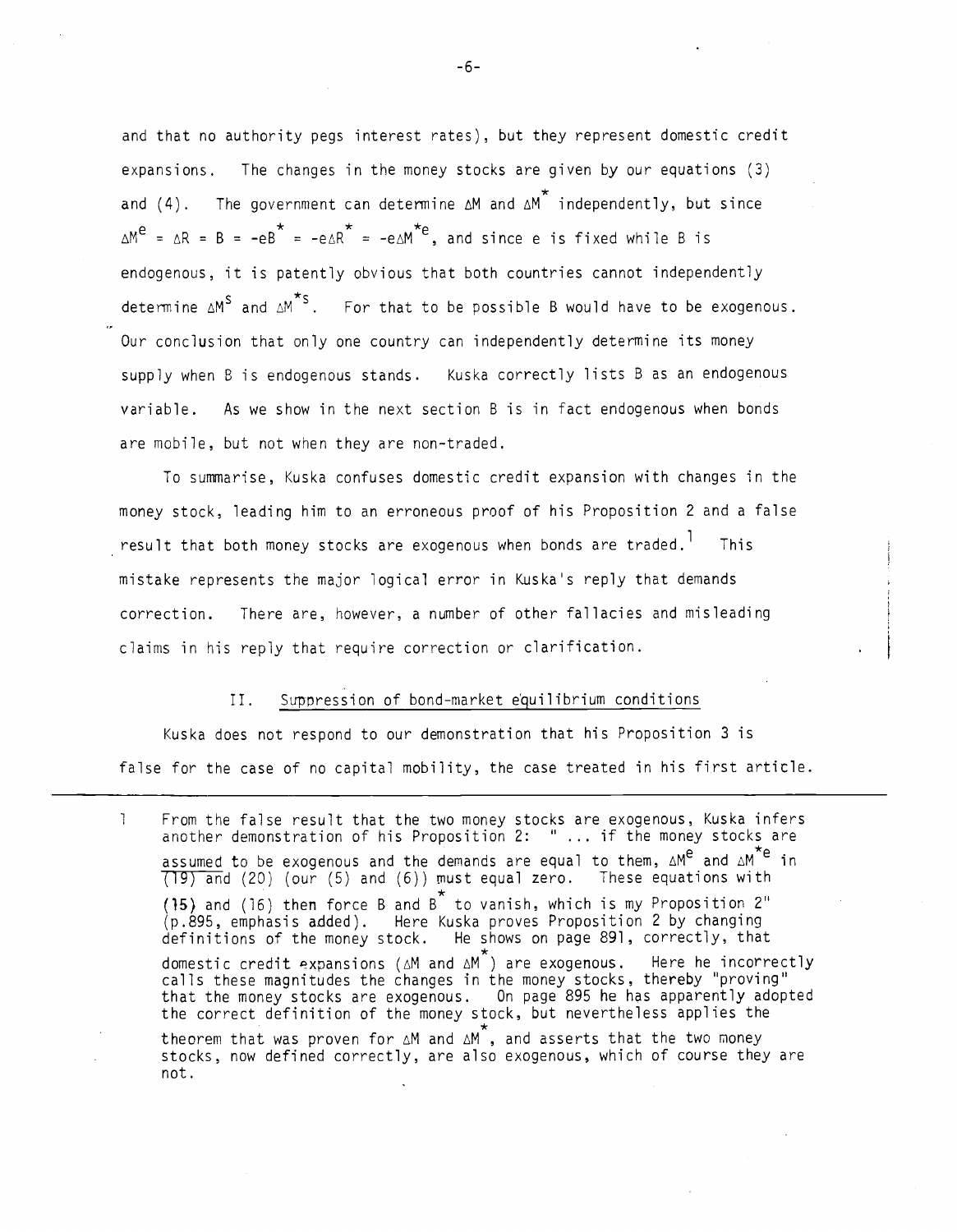and that no authority pegs interest rates), but they represent domestic credit expansions. The changes in the money stocks are given by our equations (3) and (4). The government can determine $\Delta M$ and $\Delta M^*$ independently, but since $\Delta M^e = \Delta R = B = -eB^* = -e\Delta R^* = -e\Delta M^{*e}$, and since e is fixed while B is endogenous, it is patently obvious that both countries cannot independently determine $\Delta M^s$ and $\Delta M^{*s}$. For that to be possible B would have to be exogenous. Our conclusion that only one country can independently determine its money supply when B is endogenous stands. Kuska correctly lists B as an endogenous variable. As we show in the next section B is in fact endogenous when bonds are mobile, but not when they are non-traded.

To summarise, Kuska confuses domestic credit expansion with changes in the money stock, leading him to an erroneous proof of his Proposition 2 and a false result that both money stocks are exogenous when bonds are traded.[1] This mistake represents the major logical error in Kuska's reply that demands correction. There are, however, a number of other fallacies and misleading claims in his reply that require correction or clarification.

## II. Suppression of bond-market equilibrium conditions

Kuska does not respond to our demonstration that his Proposition 3 is false for the case of no capital mobility, the case treated in his first article.

---

[1] From the false result that the two money stocks are exogenous, Kuska infers another demonstration of his Proposition 2: " ... if the money stocks are <u>assumed</u> to be exogenous and the demands are equal to them, $\Delta M^e$ and $\Delta M^{*e}$ in (19) and (20) (our (5) and (6)) must equal zero. These equations with (15) and (16) then force B and $B^*$ to vanish, which is my Proposition 2" (p.895, emphasis added). Here Kuska proves Proposition 2 by changing definitions of the money stock. He shows on page 891, correctly, that domestic credit expansions ($\Delta M$ and $\Delta M^*$) are exogenous. Here he incorrectly calls these magnitudes the changes in the money stocks, thereby "proving" that the money stocks are exogenous. On page 895 he has apparently adopted the correct definition of the money stock, but nevertheless applies the theorem that was proven for $\Delta M$ and $\Delta M^*$, and asserts that the two money stocks, now defined correctly, are also exogenous, which of course they are not.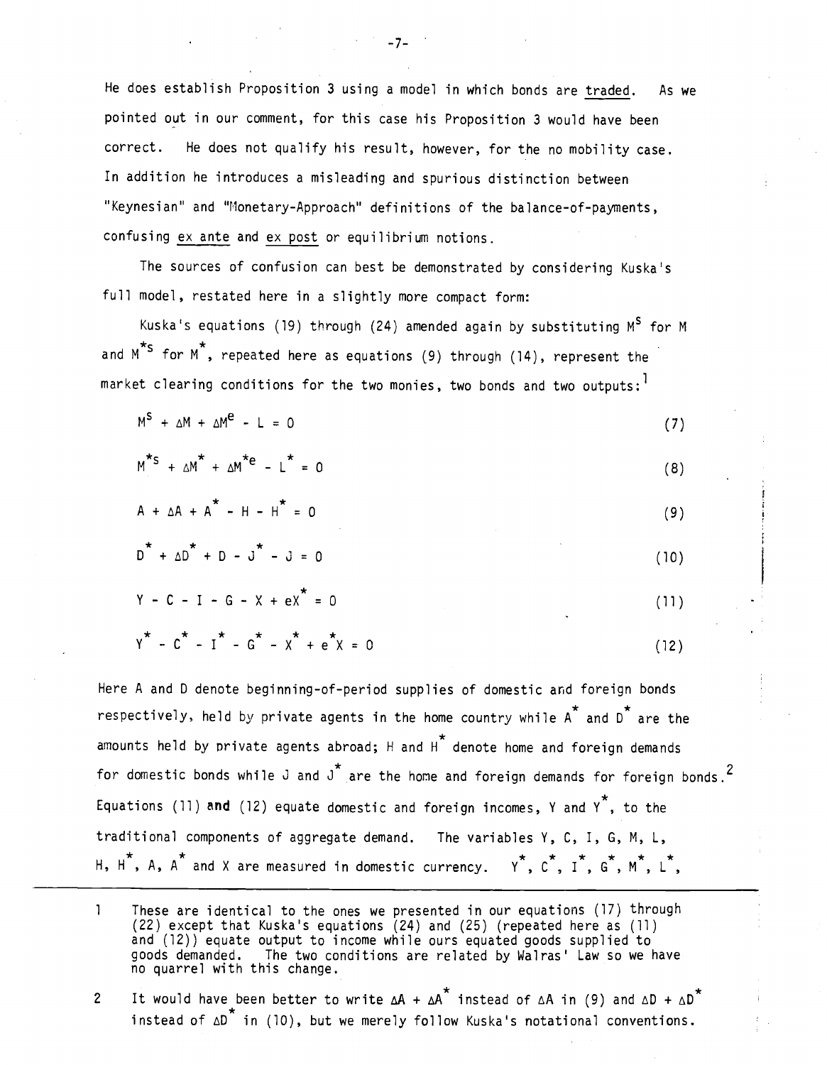He does establish Proposition 3 using a model in which bonds are traded. As we pointed out in our comment, for this case his Proposition 3 would have been correct. He does not qualify his result, however, for the no mobility case. In addition he introduces a misleading and spurious distinction between "Keynesian" and "Monetary-Approach" definitions of the balance-of-payments, confusing ex ante and ex post or equilibrium notions.

The sources of confusion can best be demonstrated by considering Kuska's full model, restated here in a slightly more compact form:

Kuska's equations (19) through (24) amended again by substituting $M^S$ for M and $M^{*S}$ for $M^*$, repeated here as equations (9) through (14), represent the market clearing conditions for the two monies, two bonds and two outputs:[1]

$$M^S + \Delta M + \Delta M^e - L = 0 \tag{7}$$

$$M^{*S} + \Delta M^* + \Delta M^{*e} - L^* = 0 \tag{8}$$

$$A + \Delta A + A^* - H - H^* = 0 \tag{9}$$

$$D^* + \Delta D^* + D - J^* - J = 0 \tag{10}$$

$$Y - C - I - G - X + eX^* = 0 \tag{11}$$

$$Y^* - C^* - I^* - G^* - X^* + e^*X = 0 \tag{12}$$

Here A and D denote beginning-of-period supplies of domestic and foreign bonds respectively, held by private agents in the home country while $A^*$ and $D^*$ are the amounts held by private agents abroad; H and $H^*$ denote home and foreign demands for domestic bonds while J and $J^*$ are the home and foreign demands for foreign bonds.[2] Equations (11) **and** (12) equate domestic and foreign incomes, Y and $Y^*$, to the traditional components of aggregate demand. The variables Y, C, I, G, M, L, $H^*$, H, A, $A^*$ and X are measured in domestic currency. $Y^*$, $C^*$, $I^*$, $G^*$, $M^*$, $L^*$,

---

1 These are identical to the ones we presented in our equations (17) through (22) except that Kuska's equations (24) and (25) (repeated here as (11) and (12)) equate output to income while ours equated goods supplied to goods demanded. The two conditions are related by Walras' Law so we have no quarrel with this change.

2 It would have been better to write $\Delta A + \Delta A^*$ instead of $\Delta A$ in (9) and $\Delta D + \Delta D^*$ instead of $\Delta D^*$ in (10), but we merely follow Kuska's notational conventions.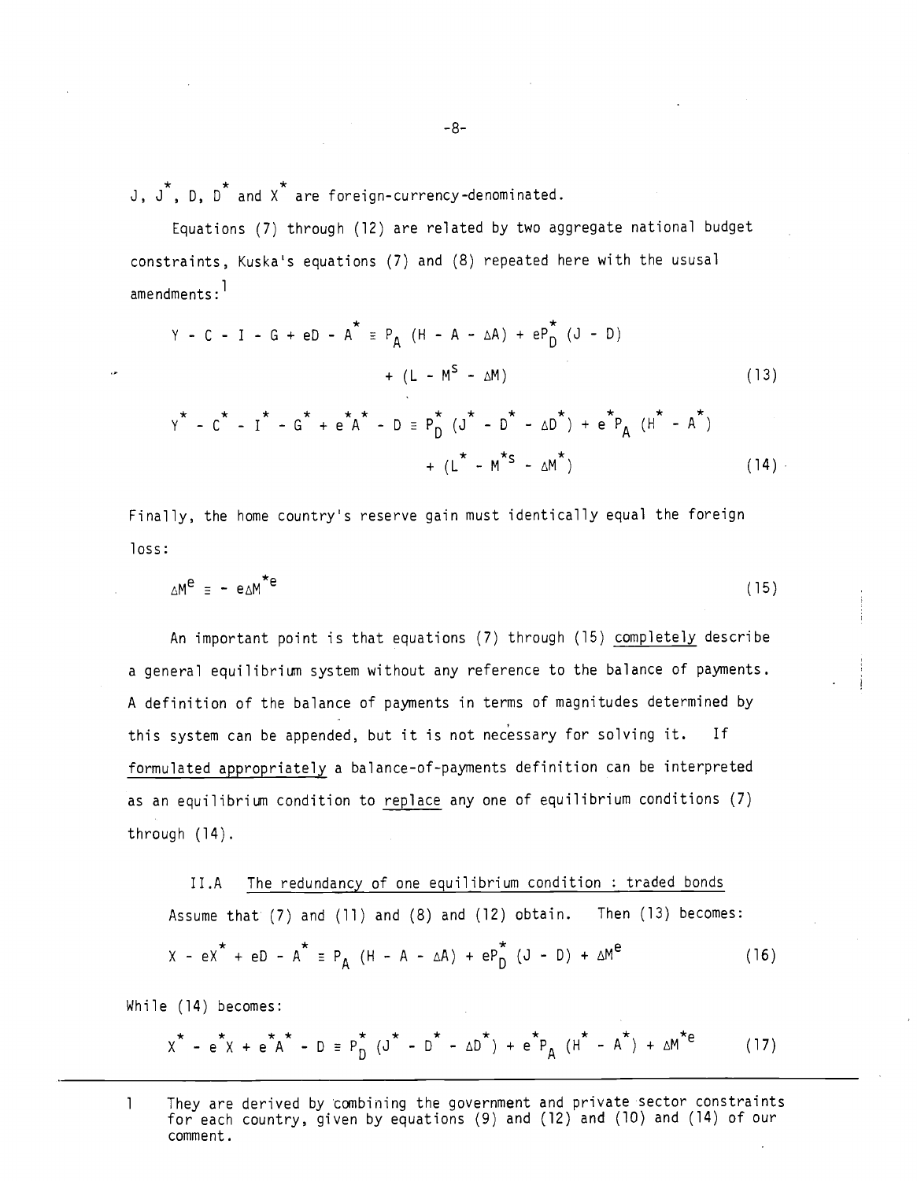$J$, $J^*$, $D$, $D^*$ and $X^*$ are foreign-currency-denominated.

Equations (7) through (12) are related by two aggregate national budget constraints, Kuska's equations (7) and (8) repeated here with the ususal amendments:[1]

$$Y - C - I - G + eD - A^* \equiv P_A (H - A - \Delta A) + eP_D^* (J - D) + (L - M^S - \Delta M) \tag{13}$$

$$Y^* - C^* - I^* - G^* + e^*A^* - D \equiv P_D^* (J^* - D^* - \Delta D^*) + e^*P_A (H^* - A^*) + (L^* - M^{*S} - \Delta M^*) \tag{14}$$

Finally, the home country's reserve gain must identically equal the foreign loss:

$$\Delta M^e \equiv - e\Delta M^{*e} \tag{15}$$

An important point is that equations (7) through (15) <u>completely</u> describe a general equilibrium system without any reference to the balance of payments. A definition of the balance of payments in terms of magnitudes determined by this system can be appended, but it is not necessary for solving it. If <u>formulated appropriately</u> a balance-of-payments definition can be interpreted as an equilibrium condition to <u>replace</u> any one of equilibrium conditions (7) through (14).

### II.A <u>The redundancy of one equilibrium condition : traded bonds</u>

Assume that (7) and (11) and (8) and (12) obtain. Then (13) becomes:

$$X - eX^* + eD - A^* \equiv P_A (H - A - \Delta A) + eP_D^* (J - D) + \Delta M^e \tag{16}$$

While (14) becomes:

$$X^* - e^*X + e^*A^* - D \equiv P_D^* (J^* - D^* - \Delta D^*) + e^*P_A (H^* - A^*) + \Delta M^{*e} \tag{17}$$

---

[1] They are derived by combining the government and private sector constraints for each country, given by equations (9) and (12) and (10) and (14) of our comment.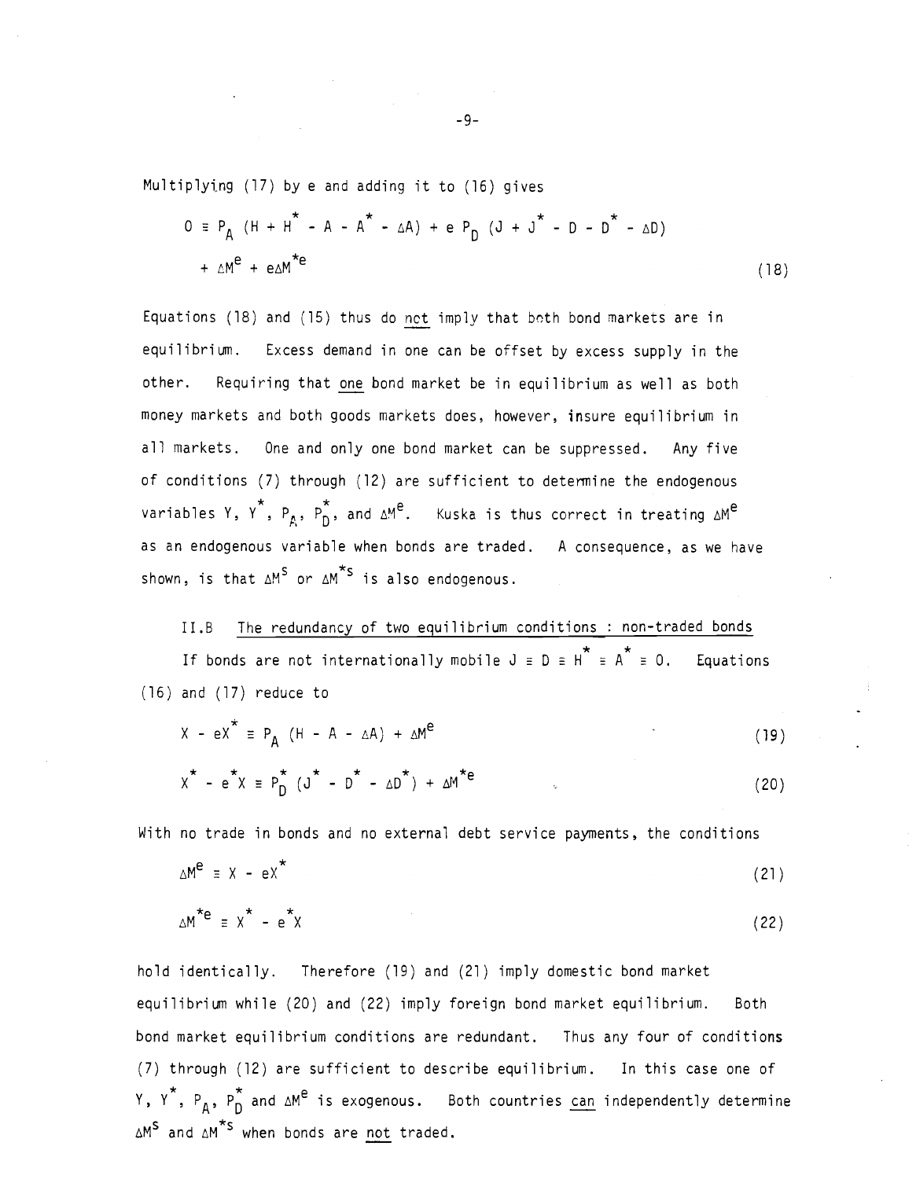Multiplying (17) by e and adding it to (16) gives

$$0 \equiv P_A \left(H + H^* - A - A^* - \Delta A\right) + e\, P_D \left(J + J^* - D - D^* - \Delta D\right) + \Delta M^e + e\Delta M^{*e} \tag{18}$$

Equations (18) and (15) thus do not imply that both bond markets are in equilibrium. Excess demand in one can be offset by excess supply in the other. Requiring that one bond market be in equilibrium as well as both money markets and both goods markets does, however, insure equilibrium in all markets. One and only one bond market can be suppressed. Any five of conditions (7) through (12) are sufficient to determine the endogenous variables $Y$, $Y^*$, $P_A$, $P_D^*$, and $\Delta M^e$. Kuska is thus correct in treating $\Delta M^e$ as an endogenous variable when bonds are traded. A consequence, as we have shown, is that $\Delta M^s$ or $\Delta M^{*s}$ is also endogenous.

## II.B The redundancy of two equilibrium conditions : non-traded bonds

If bonds are not internationally mobile $J \equiv D \equiv H^* \equiv A^* \equiv 0$. Equations (16) and (17) reduce to

$$X - eX^* \equiv P_A \left(H - A - \Delta A\right) + \Delta M^e \tag{19}$$

$$X^* - e^*X \equiv P_D^* \left(J^* - D^* - \Delta D^*\right) + \Delta M^{*e} \tag{20}$$

With no trade in bonds and no external debt service payments, the conditions

$$\Delta M^e \equiv X - eX^* \tag{21}$$

$$\Delta M^{*e} \equiv X^* - e^*X \tag{22}$$

hold identically. Therefore (19) and (21) imply domestic bond market equilibrium while (20) and (22) imply foreign bond market equilibrium. Both bond market equilibrium conditions are redundant. Thus any four of conditions (7) through (12) are sufficient to describe equilibrium. In this case one of $Y$, $Y^*$, $P_A$, $P_D^*$ and $\Delta M^e$ is exogenous. Both countries can independently determine $\Delta M^s$ and $\Delta M^{*s}$ when bonds are not traded.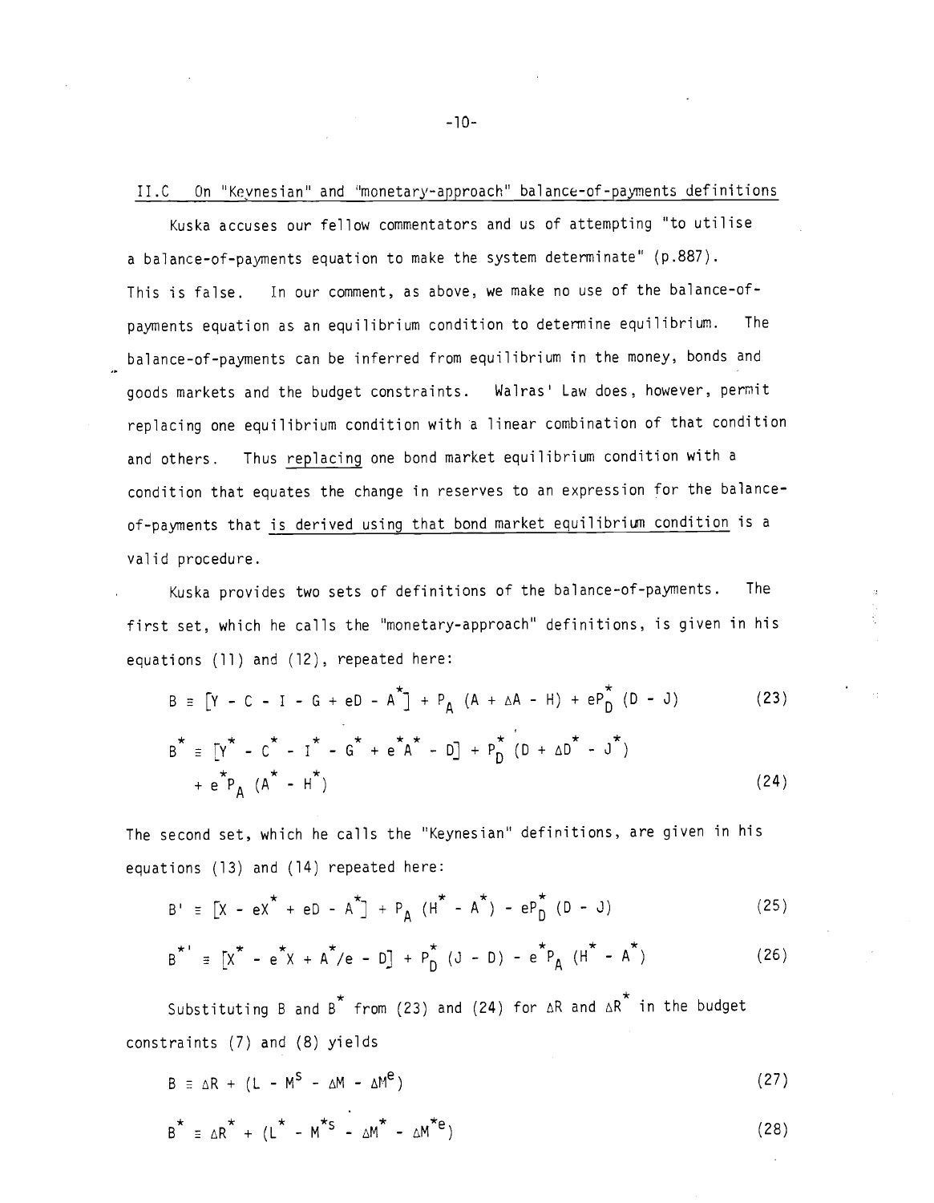## II.C On "Keynesian" and "monetary-approach" balance-of-payments definitions

Kuska accuses our fellow commentators and us of attempting "to utilise a balance-of-payments equation to make the system determinate" (p.887). This is false. In our comment, as above, we make no use of the balance-of-payments equation as an equilibrium condition to determine equilibrium. The balance-of-payments can be inferred from equilibrium in the money, bonds and goods markets and the budget constraints. Walras' Law does, however, permit replacing one equilibrium condition with a linear combination of that condition and others. Thus <u>replacing</u> one bond market equilibrium condition with a condition that equates the change in reserves to an expression for the balance-of-payments that <u>is derived using that bond market equilibrium condition</u> is a valid procedure.

Kuska provides two sets of definitions of the balance-of-payments. The first set, which he calls the "monetary-approach" definitions, is given in his equations (11) and (12), repeated here:

$$B \equiv [Y - C - I - G + eD - A^*] + P_A (A + \Delta A - H) + eP_D^* (D - J) \tag{23}$$

$$B^* \equiv [Y^* - C^* - I^* - G^* + e^*A^* - D] + P_D^* (D + \Delta D^* - J^*) + e^*P_A (A^* - H^*) \tag{24}$$

The second set, which he calls the "Keynesian" definitions, are given in his equations (13) and (14) repeated here:

$$B' \equiv [X - eX^* + eD - A^*] + P_A (H^* - A^*) - eP_D^* (D - J) \tag{25}$$

$$B^{*'} \equiv [X^* - e^*X + A^*/e - D] + P_D^* (J - D) - e^*P_A (H^* - A^*) \tag{26}$$

Substituting $B$ and $B^*$ from (23) and (24) for $\Delta R$ and $\Delta R^*$ in the budget constraints (7) and (8) yields

$$B \equiv \Delta R + (L - M^s - \Delta M - \Delta M^e) \tag{27}$$

$$B^* \equiv \Delta R^* + (L^* - M^{*s} - \Delta M^* - \Delta M^{*e}) \tag{28}$$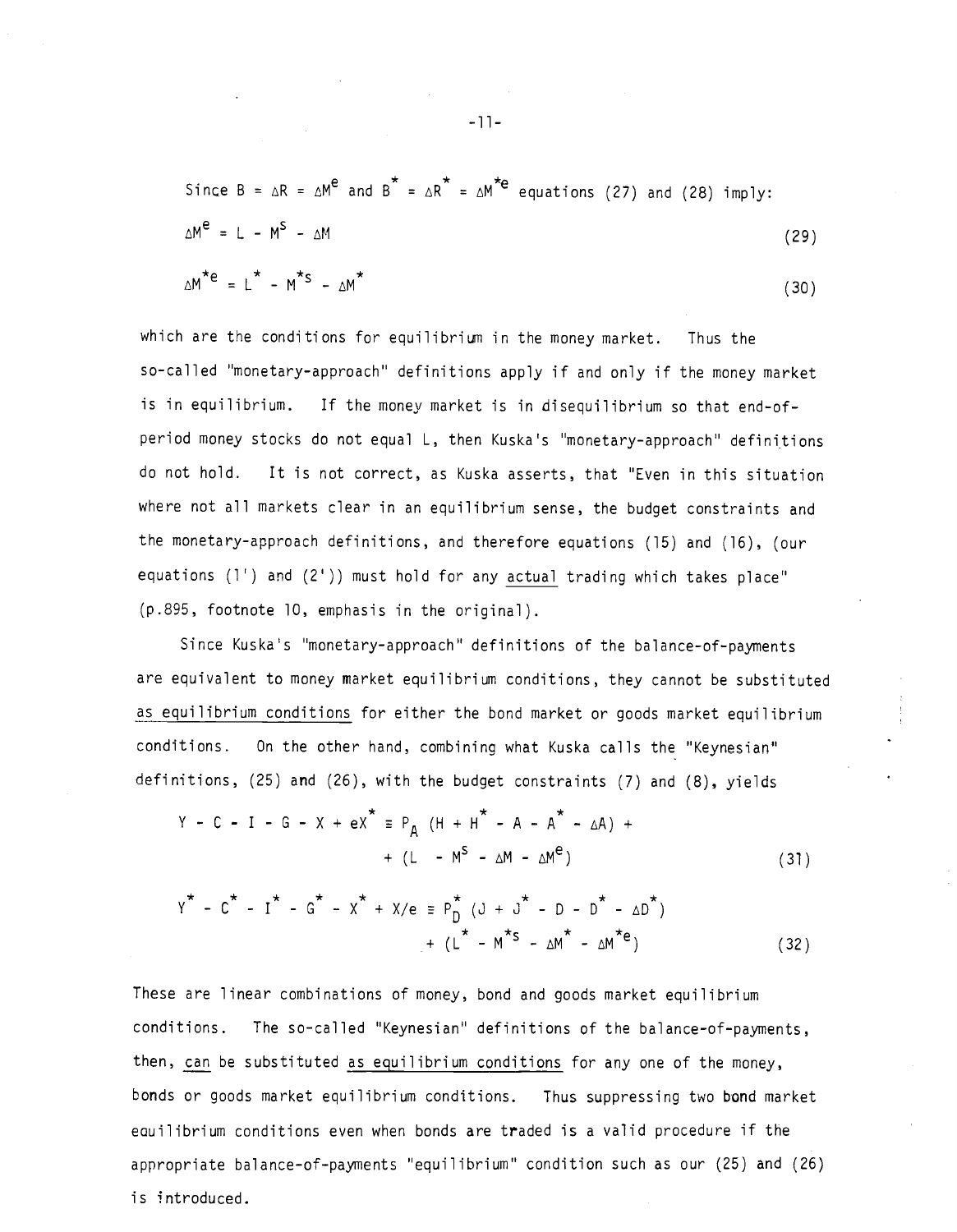Since $B = \Delta R = \Delta M^e$ and $B^* = \Delta R^* = \Delta M^{*e}$ equations (27) and (28) imply:

$$\Delta M^e = L - M^s - \Delta M \tag{29}$$

$$\Delta M^{*e} = L^* - M^{*s} - \Delta M^* \tag{30}$$

which are the conditions for equilibrium in the money market. Thus the so-called "monetary-approach" definitions apply if and only if the money market is in equilibrium. If the money market is in disequilibrium so that end-of-period money stocks do not equal L, then Kuska's "monetary-approach" definitions do not hold. It is not correct, as Kuska asserts, that "Even in this situation where not all markets clear in an equilibrium sense, the budget constraints and the monetary-approach definitions, and therefore equations (15) and (16), (our equations (1') and (2')) must hold for any <u>actual</u> trading which takes place" (p.895, footnote 10, emphasis in the original).

Since Kuska's "monetary-approach" definitions of the balance-of-payments are equivalent to money market equilibrium conditions, they cannot be substituted <u>as equilibrium conditions</u> for either the bond market or goods market equilibrium conditions. On the other hand, combining what Kuska calls the "Keynesian" definitions, (25) and (26), with the budget constraints (7) and (8), yields

$$Y - C - I - G - X + eX^* \equiv P_A\,(H + H^* - A - A^* - \Delta A) + (L - M^s - \Delta M - \Delta M^e) \tag{31}$$

$$Y^* - C^* - I^* - G^* - X^* + X/e \equiv P_D^*\,(J + J^* - D - D^* - \Delta D^*) + (L^* - M^{*s} - \Delta M^* - \Delta M^{*e}) \tag{32}$$

These are linear combinations of money, bond and goods market equilibrium conditions. The so-called "Keynesian" definitions of the balance-of-payments, then, <u>can</u> be substituted <u>as equilibrium conditions</u> for any one of the money, bonds or goods market equilibrium conditions. Thus suppressing two bond market equilibrium conditions even when bonds are traded is a valid procedure if the appropriate balance-of-payments "equilibrium" condition such as our (25) and (26) is introduced.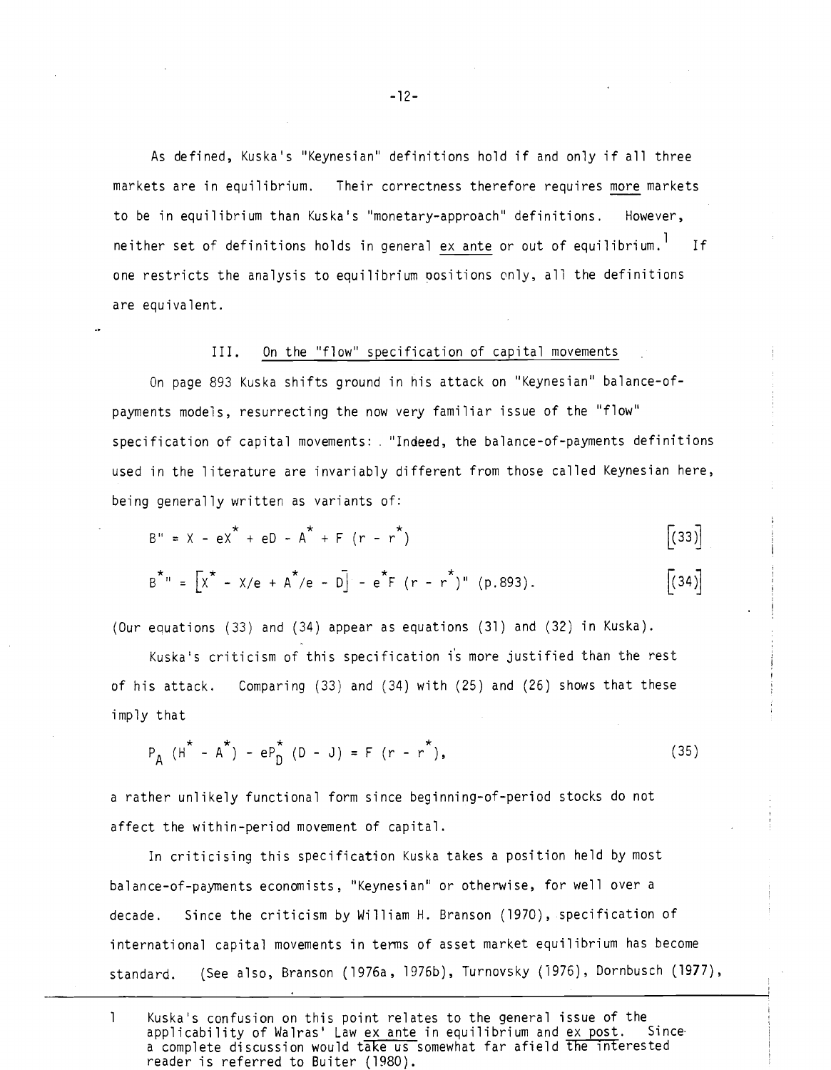As defined, Kuska's "Keynesian" definitions hold if and only if all three markets are in equilibrium. Their correctness therefore requires more markets to be in equilibrium than Kuska's "monetary-approach" definitions. However, neither set of definitions holds in general ex ante or out of equilibrium.[1] If one restricts the analysis to equilibrium positions only, all the definitions are equivalent.

### III. On the "flow" specification of capital movements

On page 893 Kuska shifts ground in his attack on "Keynesian" balance-of-payments models, resurrecting the now very familiar issue of the "flow" specification of capital movements: "Indeed, the balance-of-payments definitions used in the literature are invariably different from those called Keynesian here, being generally written as variants of:

$$B'' = X - eX^* + eD - A^* + F(r - r^*) \qquad [(33)]$$

$$B^{*}{}'' = [X^* - X/e + A^*/e - D] - e^* F(r - r^*)\text{" (p.893).} \qquad [(34)]$$

(Our equations (33) and (34) appear as equations (31) and (32) in Kuska).

Kuska's criticism of this specification is more justified than the rest of his attack. Comparing (33) and (34) with (25) and (26) shows that these imply that

$$P_A (H^* - A^*) - eP_D^* (D - J) = F(r - r^*), \qquad (35)$$

a rather unlikely functional form since beginning-of-period stocks do not affect the within-period movement of capital.

In criticising this specification Kuska takes a position held by most balance-of-payments economists, "Keynesian" or otherwise, for well over a decade. Since the criticism by William H. Branson (1970), specification of international capital movements in terms of asset market equilibrium has become standard. (See also, Branson (1976a, 1976b), Turnovsky (1976), Dornbusch (1977),

---

[1] Kuska's confusion on this point relates to the general issue of the applicability of Walras' Law ex ante in equilibrium and ex post. Since a complete discussion would take us somewhat far afield the interested reader is referred to Buiter (1980).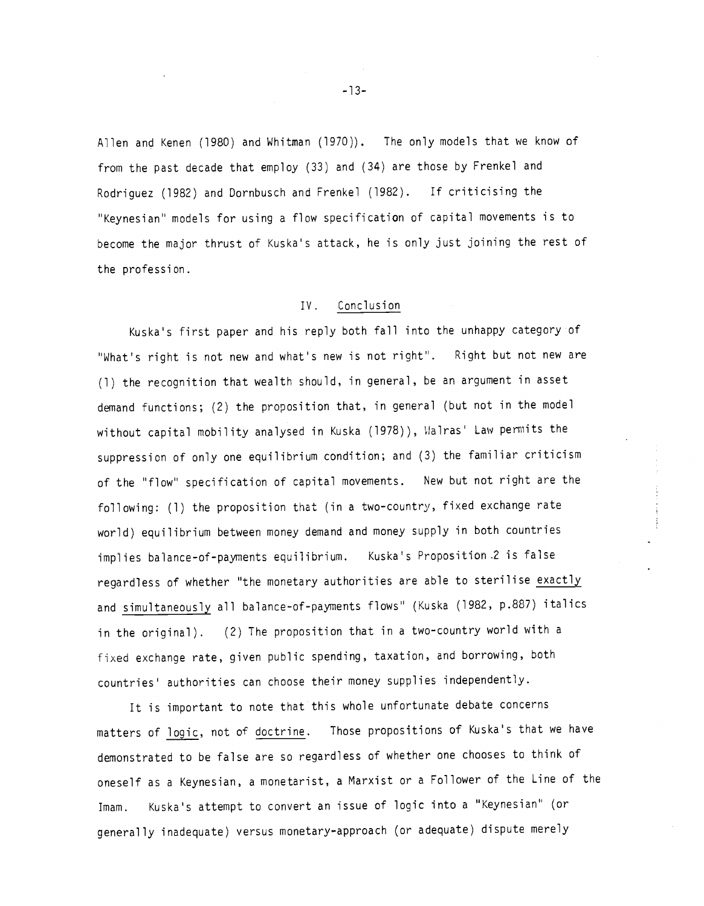Allen and Kenen (1980) and Whitman (1970)). The only models that we know of from the past decade that employ (33) and (34) are those by Frenkel and Rodriguez (1982) and Dornbusch and Frenkel (1982). If criticising the "Keynesian" models for using a flow specification of capital movements is to become the major thrust of Kuska's attack, he is only just joining the rest of the profession.

## IV. Conclusion

Kuska's first paper and his reply both fall into the unhappy category of "What's right is not new and what's new is not right". Right but not new are (1) the recognition that wealth should, in general, be an argument in asset demand functions; (2) the proposition that, in general (but not in the model without capital mobility analysed in Kuska (1978)), Walras' Law permits the suppression of only one equilibrium condition; and (3) the familiar criticism of the "flow" specification of capital movements. New but not right are the following: (1) the proposition that (in a two-country, fixed exchange rate world) equilibrium between money demand and money supply in both countries implies balance-of-payments equilibrium. Kuska's Proposition 2 is false regardless of whether "the monetary authorities are able to sterilise *exactly* and *simultaneously* all balance-of-payments flows" (Kuska (1982, p.887) italics in the original). (2) The proposition that in a two-country world with a fixed exchange rate, given public spending, taxation, and borrowing, both countries' authorities can choose their money supplies independently.

It is important to note that this whole unfortunate debate concerns matters of *logic*, not of *doctrine*. Those propositions of Kuska's that we have demonstrated to be false are so regardless of whether one chooses to think of oneself as a Keynesian, a monetarist, a Marxist or a Follower of the Line of the Imam. Kuska's attempt to convert an issue of logic into a "Keynesian" (or generally inadequate) versus monetary-approach (or adequate) dispute merely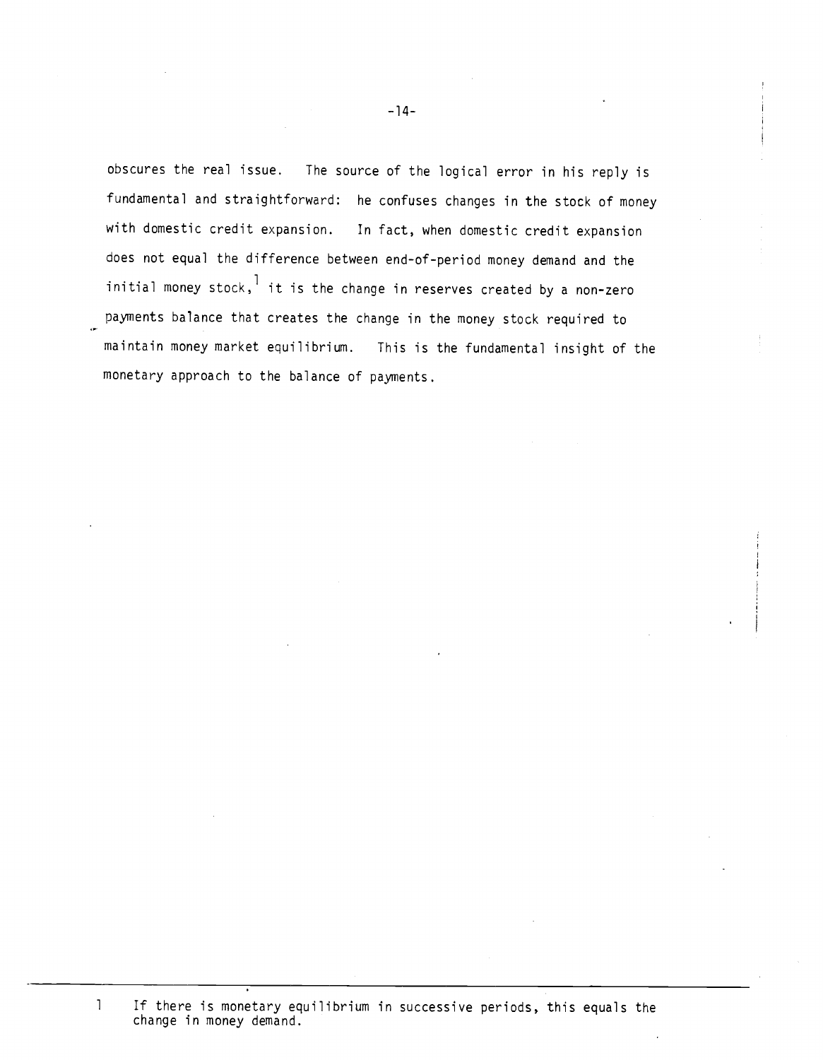obscures the real issue. The source of the logical error in his reply is fundamental and straightforward: he confuses changes in the stock of money with domestic credit expansion. In fact, when domestic credit expansion does not equal the difference between end-of-period money demand and the initial money stock,[1] it is the change in reserves created by a non-zero payments balance that creates the change in the money stock required to maintain money market equilibrium. This is the fundamental insight of the monetary approach to the balance of payments.

---

[1] If there is monetary equilibrium in successive periods, this equals the change in money demand.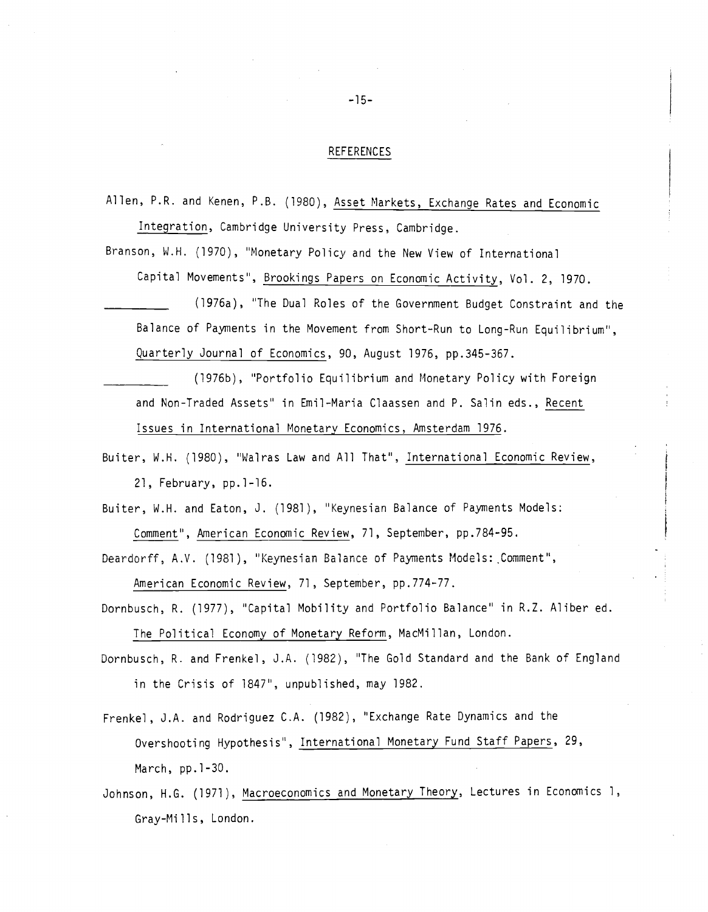## REFERENCES

Allen, P.R. and Kenen, P.B. (1980), Asset Markets, Exchange Rates and Economic Integration, Cambridge University Press, Cambridge.

Branson, W.H. (1970), "Monetary Policy and the New View of International Capital Movements", Brookings Papers on Economic Activity, Vol. 2, 1970.

_________ (1976a), "The Dual Roles of the Government Budget Constraint and the Balance of Payments in the Movement from Short-Run to Long-Run Equilibrium", Quarterly Journal of Economics, 90, August 1976, pp.345-367.

_________ (1976b), "Portfolio Equilibrium and Monetary Policy with Foreign and Non-Traded Assets" in Emil-Maria Claassen and P. Salin eds., Recent Issues in International Monetary Economics, Amsterdam 1976.

Buiter, W.H. (1980), "Walras Law and All That", International Economic Review, 21, February, pp.1-16.

Buiter, W.H. and Eaton, J. (1981), "Keynesian Balance of Payments Models: Comment", American Economic Review, 71, September, pp.784-95.

Deardorff, A.V. (1981), "Keynesian Balance of Payments Models: Comment", American Economic Review, 71, September, pp.774-77.

Dornbusch, R. (1977), "Capital Mobility and Portfolio Balance" in R.Z. Aliber ed. The Political Economy of Monetary Reform, MacMillan, London.

Dornbusch, R. and Frenkel, J.A. (1982), "The Gold Standard and the Bank of England in the Crisis of 1847", unpublished, may 1982.

Frenkel, J.A. and Rodriguez C.A. (1982), "Exchange Rate Dynamics and the Overshooting Hypothesis", International Monetary Fund Staff Papers, 29, March, pp.1-30.

Johnson, H.G. (1971), Macroeconomics and Monetary Theory, Lectures in Economics 1, Gray-Mills, London.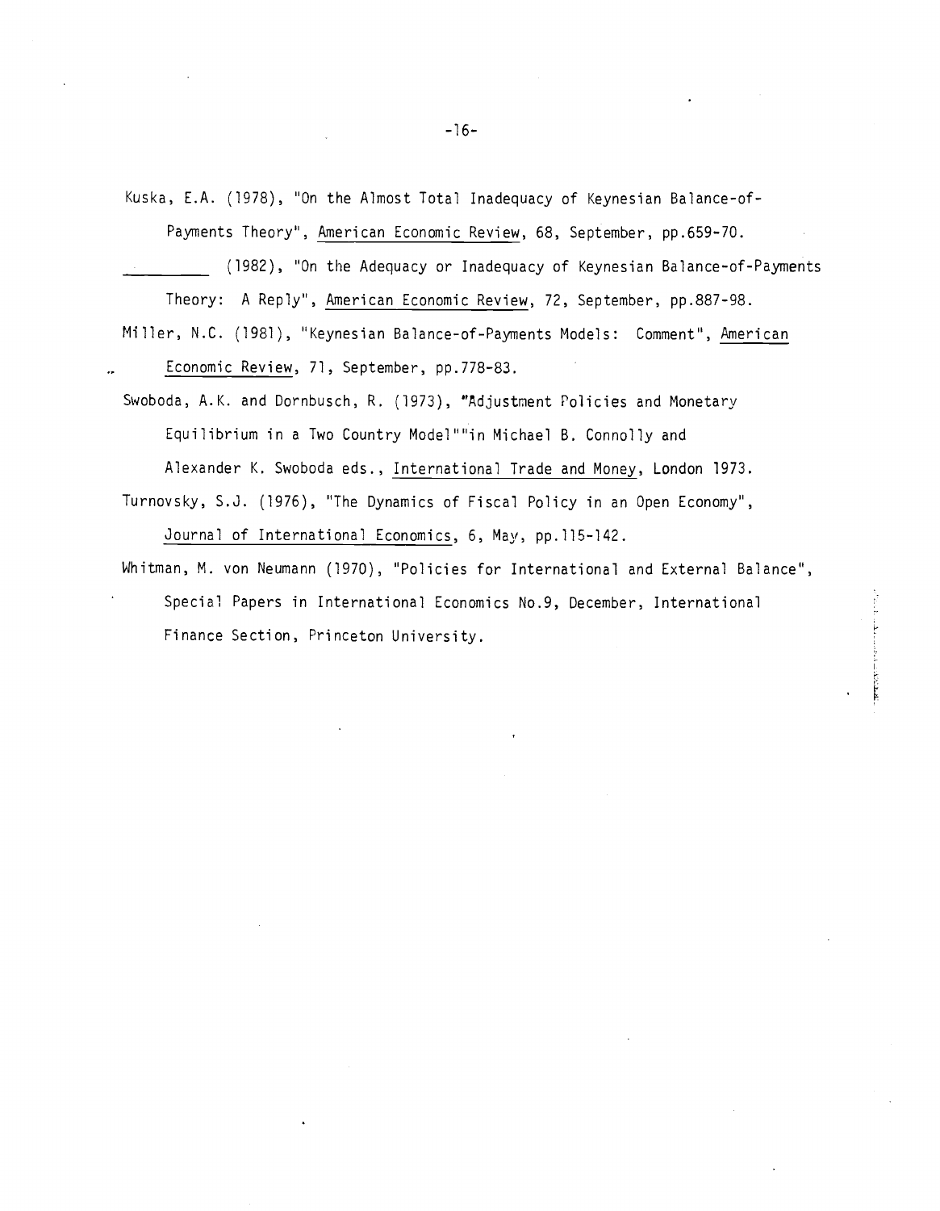Kuska, E.A. (1978), "On the Almost Total Inadequacy of Keynesian Balance-of-Payments Theory", American Economic Review, 68, September, pp.659-70.

\_\_\_\_\_\_\_\_\_ (1982), "On the Adequacy or Inadequacy of Keynesian Balance-of-Payments Theory: A Reply", American Economic Review, 72, September, pp.887-98.

Miller, N.C. (1981), "Keynesian Balance-of-Payments Models: Comment", American Economic Review, 71, September, pp.778-83.

Swoboda, A.K. and Dornbusch, R. (1973), "Adjustment Policies and Monetary Equilibrium in a Two Country Model""in Michael B. Connolly and Alexander K. Swoboda eds., International Trade and Money, London 1973.

Turnovsky, S.J. (1976), "The Dynamics of Fiscal Policy in an Open Economy", Journal of International Economics, 6, May, pp.115-142.

Whitman, M. von Neumann (1970), "Policies for International and External Balance", Special Papers in International Economics No.9, December, International Finance Section, Princeton University.